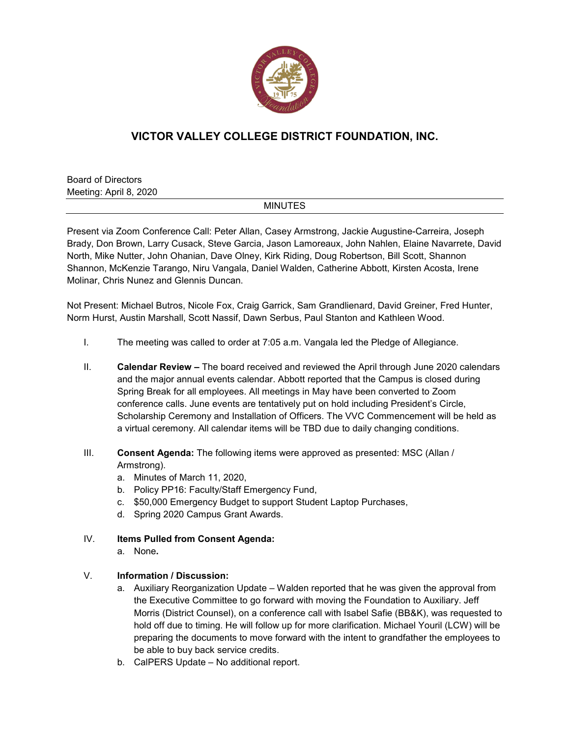# VICTOR VALLEY COLLEGE DISTRICT FOUNDATION, INC.

Board of Directors
Meeting: April 8, 2020

MINUTES

Present via Zoom Conference Call: Peter Allan, Casey Armstrong, Jackie Augustine-Carreira, Joseph Brady, Don Brown, Larry Cusack, Steve Garcia, Jason Lamoreaux, John Nahlen, Elaine Navarrete, David North, Mike Nutter, John Ohanian, Dave Olney, Kirk Riding, Doug Robertson, Bill Scott, Shannon Shannon, McKenzie Tarango, Niru Vangala, Daniel Walden, Catherine Abbott, Kirsten Acosta, Irene Molinar, Chris Nunez and Glennis Duncan.

Not Present: Michael Butros, Nicole Fox, Craig Garrick, Sam Grandlienard, David Greiner, Fred Hunter, Norm Hurst, Austin Marshall, Scott Nassif, Dawn Serbus, Paul Stanton and Kathleen Wood.

I. The meeting was called to order at 7:05 a.m. Vangala led the Pledge of Allegiance.

II. **Calendar Review –** The board received and reviewed the April through June 2020 calendars and the major annual events calendar. Abbott reported that the Campus is closed during Spring Break for all employees. All meetings in May have been converted to Zoom conference calls. June events are tentatively put on hold including President's Circle, Scholarship Ceremony and Installation of Officers. The VVC Commencement will be held as a virtual ceremony. All calendar items will be TBD due to daily changing conditions.

III. **Consent Agenda:** The following items were approved as presented: MSC (Allan / Armstrong).
   a. Minutes of March 11, 2020,
   b. Policy PP16: Faculty/Staff Emergency Fund,
   c. $50,000 Emergency Budget to support Student Laptop Purchases,
   d. Spring 2020 Campus Grant Awards.

IV. **Items Pulled from Consent Agenda:**
   a. None**.**

V. **Information / Discussion:**
   a. Auxiliary Reorganization Update – Walden reported that he was given the approval from the Executive Committee to go forward with moving the Foundation to Auxiliary. Jeff Morris (District Counsel), on a conference call with Isabel Safie (BB&K), was requested to hold off due to timing. He will follow up for more clarification. Michael Youril (LCW) will be preparing the documents to move forward with the intent to grandfather the employees to be able to buy back service credits.
   b. CalPERS Update – No additional report.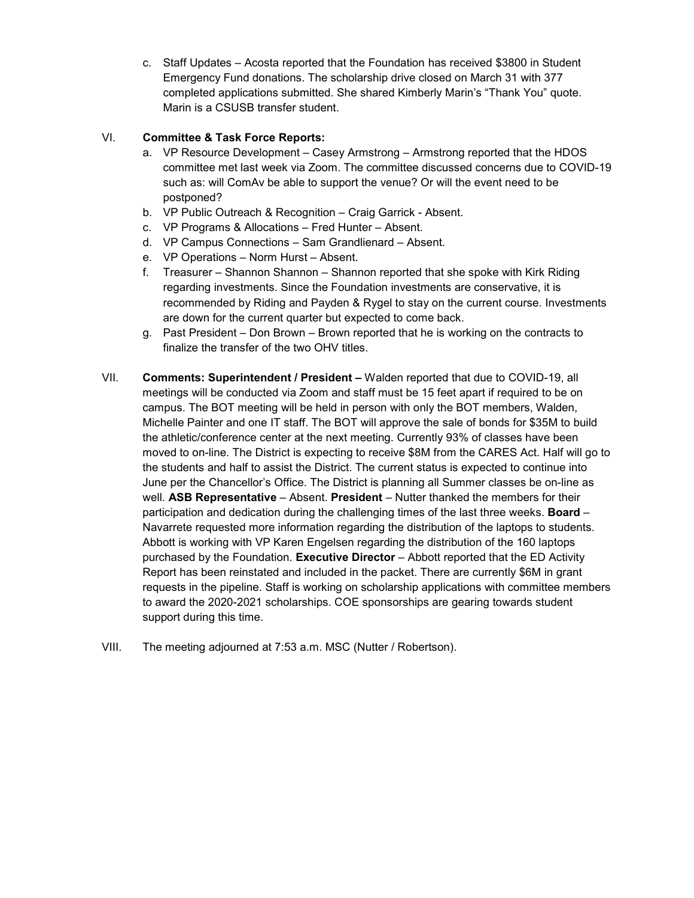c. Staff Updates – Acosta reported that the Foundation has received $3800 in Student Emergency Fund donations. The scholarship drive closed on March 31 with 377 completed applications submitted. She shared Kimberly Marin's "Thank You" quote. Marin is a CSUSB transfer student.

VI. **Committee & Task Force Reports:**

a. VP Resource Development – Casey Armstrong – Armstrong reported that the HDOS committee met last week via Zoom. The committee discussed concerns due to COVID-19 such as: will ComAv be able to support the venue? Or will the event need to be postponed?

b. VP Public Outreach & Recognition – Craig Garrick - Absent.

c. VP Programs & Allocations – Fred Hunter – Absent.

d. VP Campus Connections – Sam Grandlienard – Absent.

e. VP Operations – Norm Hurst – Absent.

f. Treasurer – Shannon Shannon – Shannon reported that she spoke with Kirk Riding regarding investments. Since the Foundation investments are conservative, it is recommended by Riding and Payden & Rygel to stay on the current course. Investments are down for the current quarter but expected to come back.

g. Past President – Don Brown – Brown reported that he is working on the contracts to finalize the transfer of the two OHV titles.

VII. **Comments: Superintendent / President –** Walden reported that due to COVID-19, all meetings will be conducted via Zoom and staff must be 15 feet apart if required to be on campus. The BOT meeting will be held in person with only the BOT members, Walden, Michelle Painter and one IT staff. The BOT will approve the sale of bonds for $35M to build the athletic/conference center at the next meeting. Currently 93% of classes have been moved to on-line. The District is expecting to receive $8M from the CARES Act. Half will go to the students and half to assist the District. The current status is expected to continue into June per the Chancellor's Office. The District is planning all Summer classes be on-line as well. **ASB Representative** – Absent. **President** – Nutter thanked the members for their participation and dedication during the challenging times of the last three weeks. **Board** – Navarrete requested more information regarding the distribution of the laptops to students. Abbott is working with VP Karen Engelsen regarding the distribution of the 160 laptops purchased by the Foundation. **Executive Director** – Abbott reported that the ED Activity Report has been reinstated and included in the packet. There are currently $6M in grant requests in the pipeline. Staff is working on scholarship applications with committee members to award the 2020-2021 scholarships. COE sponsorships are gearing towards student support during this time.

VIII. The meeting adjourned at 7:53 a.m. MSC (Nutter / Robertson).